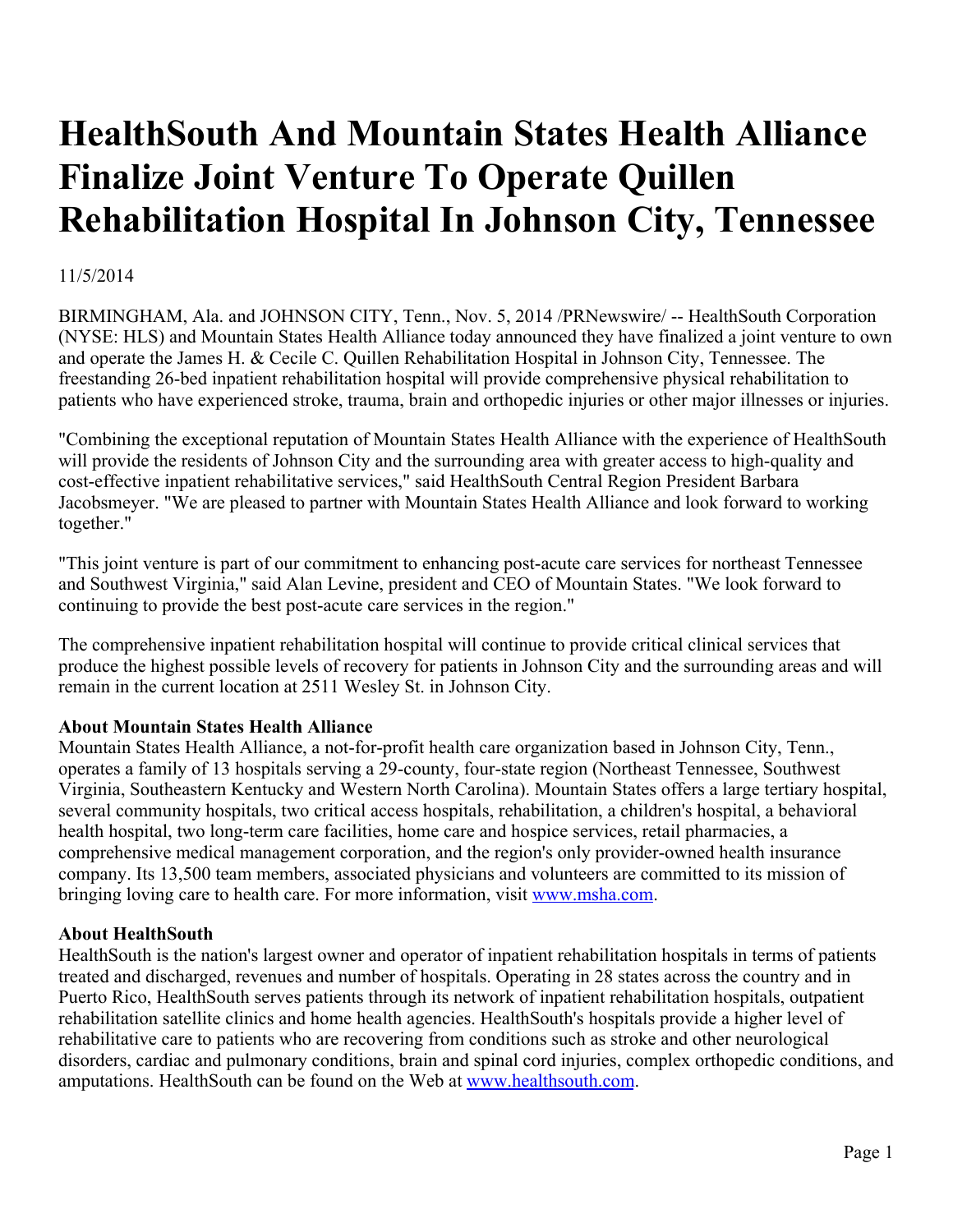# HealthSouth And Mountain States Health Alliance Finalize Joint Venture To Operate Quillen Rehabilitation Hospital In Johnson City, Tennessee

11/5/2014

BIRMINGHAM, Ala. and JOHNSON CITY, Tenn., Nov. 5, 2014 /PRNewswire/ -- HealthSouth Corporation (NYSE: HLS) and Mountain States Health Alliance today announced they have finalized a joint venture to own and operate the James H. & Cecile C. Quillen Rehabilitation Hospital in Johnson City, Tennessee. The freestanding 26-bed inpatient rehabilitation hospital will provide comprehensive physical rehabilitation to patients who have experienced stroke, trauma, brain and orthopedic injuries or other major illnesses or injuries.

"Combining the exceptional reputation of Mountain States Health Alliance with the experience of HealthSouth will provide the residents of Johnson City and the surrounding area with greater access to high-quality and cost-effective inpatient rehabilitative services," said HealthSouth Central Region President Barbara Jacobsmeyer. "We are pleased to partner with Mountain States Health Alliance and look forward to working together."

"This joint venture is part of our commitment to enhancing post-acute care services for northeast Tennessee and Southwest Virginia," said Alan Levine, president and CEO of Mountain States. "We look forward to continuing to provide the best post-acute care services in the region."

The comprehensive inpatient rehabilitation hospital will continue to provide critical clinical services that produce the highest possible levels of recovery for patients in Johnson City and the surrounding areas and will remain in the current location at 2511 Wesley St. in Johnson City.

**About Mountain States Health Alliance**
Mountain States Health Alliance, a not-for-profit health care organization based in Johnson City, Tenn., operates a family of 13 hospitals serving a 29-county, four-state region (Northeast Tennessee, Southwest Virginia, Southeastern Kentucky and Western North Carolina). Mountain States offers a large tertiary hospital, several community hospitals, two critical access hospitals, rehabilitation, a children's hospital, a behavioral health hospital, two long-term care facilities, home care and hospice services, retail pharmacies, a comprehensive medical management corporation, and the region's only provider-owned health insurance company. Its 13,500 team members, associated physicians and volunteers are committed to its mission of bringing loving care to health care. For more information, visit www.msha.com.

**About HealthSouth**
HealthSouth is the nation's largest owner and operator of inpatient rehabilitation hospitals in terms of patients treated and discharged, revenues and number of hospitals. Operating in 28 states across the country and in Puerto Rico, HealthSouth serves patients through its network of inpatient rehabilitation hospitals, outpatient rehabilitation satellite clinics and home health agencies. HealthSouth's hospitals provide a higher level of rehabilitative care to patients who are recovering from conditions such as stroke and other neurological disorders, cardiac and pulmonary conditions, brain and spinal cord injuries, complex orthopedic conditions, and amputations. HealthSouth can be found on the Web at www.healthsouth.com.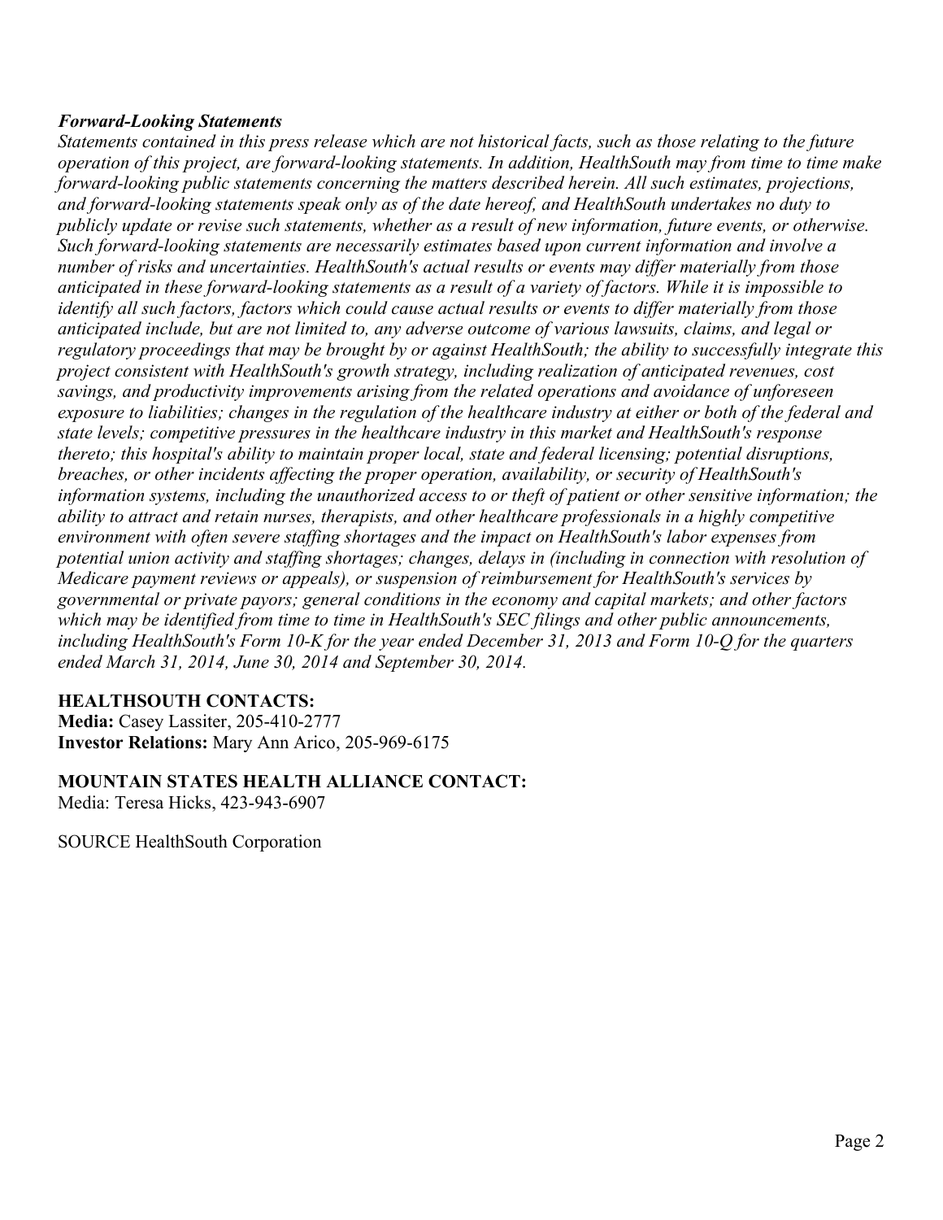***Forward-Looking Statements***

*Statements contained in this press release which are not historical facts, such as those relating to the future operation of this project, are forward-looking statements. In addition, HealthSouth may from time to time make forward-looking public statements concerning the matters described herein. All such estimates, projections, and forward-looking statements speak only as of the date hereof, and HealthSouth undertakes no duty to publicly update or revise such statements, whether as a result of new information, future events, or otherwise. Such forward-looking statements are necessarily estimates based upon current information and involve a number of risks and uncertainties. HealthSouth's actual results or events may differ materially from those anticipated in these forward-looking statements as a result of a variety of factors. While it is impossible to identify all such factors, factors which could cause actual results or events to differ materially from those anticipated include, but are not limited to, any adverse outcome of various lawsuits, claims, and legal or regulatory proceedings that may be brought by or against HealthSouth; the ability to successfully integrate this project consistent with HealthSouth's growth strategy, including realization of anticipated revenues, cost savings, and productivity improvements arising from the related operations and avoidance of unforeseen exposure to liabilities; changes in the regulation of the healthcare industry at either or both of the federal and state levels; competitive pressures in the healthcare industry in this market and HealthSouth's response thereto; this hospital's ability to maintain proper local, state and federal licensing; potential disruptions, breaches, or other incidents affecting the proper operation, availability, or security of HealthSouth's information systems, including the unauthorized access to or theft of patient or other sensitive information; the ability to attract and retain nurses, therapists, and other healthcare professionals in a highly competitive environment with often severe staffing shortages and the impact on HealthSouth's labor expenses from potential union activity and staffing shortages; changes, delays in (including in connection with resolution of Medicare payment reviews or appeals), or suspension of reimbursement for HealthSouth's services by governmental or private payors; general conditions in the economy and capital markets; and other factors which may be identified from time to time in HealthSouth's SEC filings and other public announcements, including HealthSouth's Form 10-K for the year ended December 31, 2013 and Form 10-Q for the quarters ended March 31, 2014, June 30, 2014 and September 30, 2014.*

**HEALTHSOUTH CONTACTS:**
**Media:** Casey Lassiter, 205-410-2777
**Investor Relations:** Mary Ann Arico, 205-969-6175

**MOUNTAIN STATES HEALTH ALLIANCE CONTACT:**
Media: Teresa Hicks, 423-943-6907

SOURCE HealthSouth Corporation